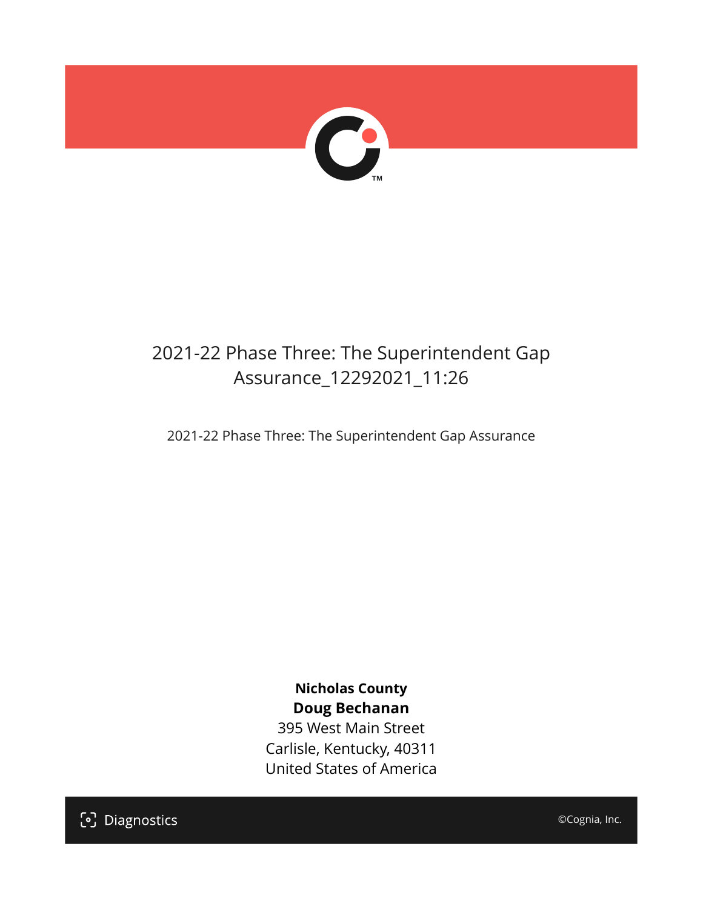# 2021-22 Phase Three: The Superintendent Gap Assurance_12292021_11:26

2021-22 Phase Three: The Superintendent Gap Assurance

**Nicholas County**
**Doug Bechanan**
395 West Main Street
Carlisle, Kentucky, 40311
United States of America

Diagnostics

©Cognia, Inc.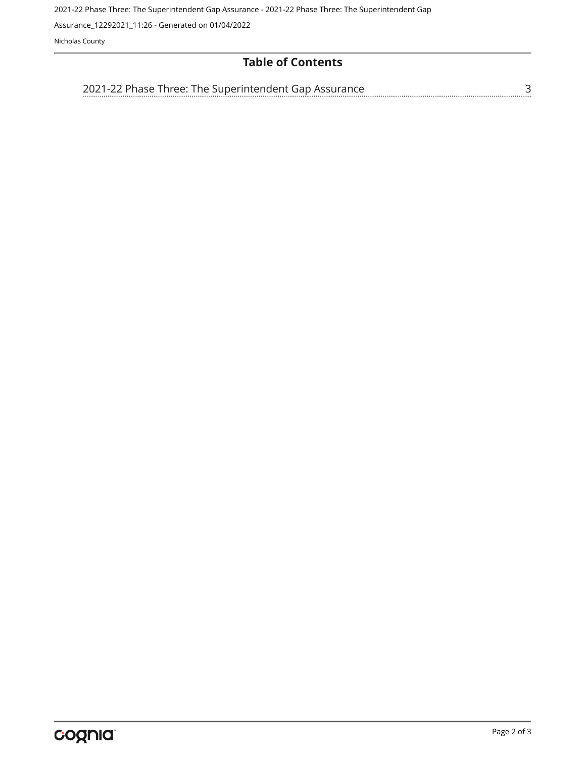# Table of Contents

2021-22 Phase Three: The Superintendent Gap Assurance ........ 3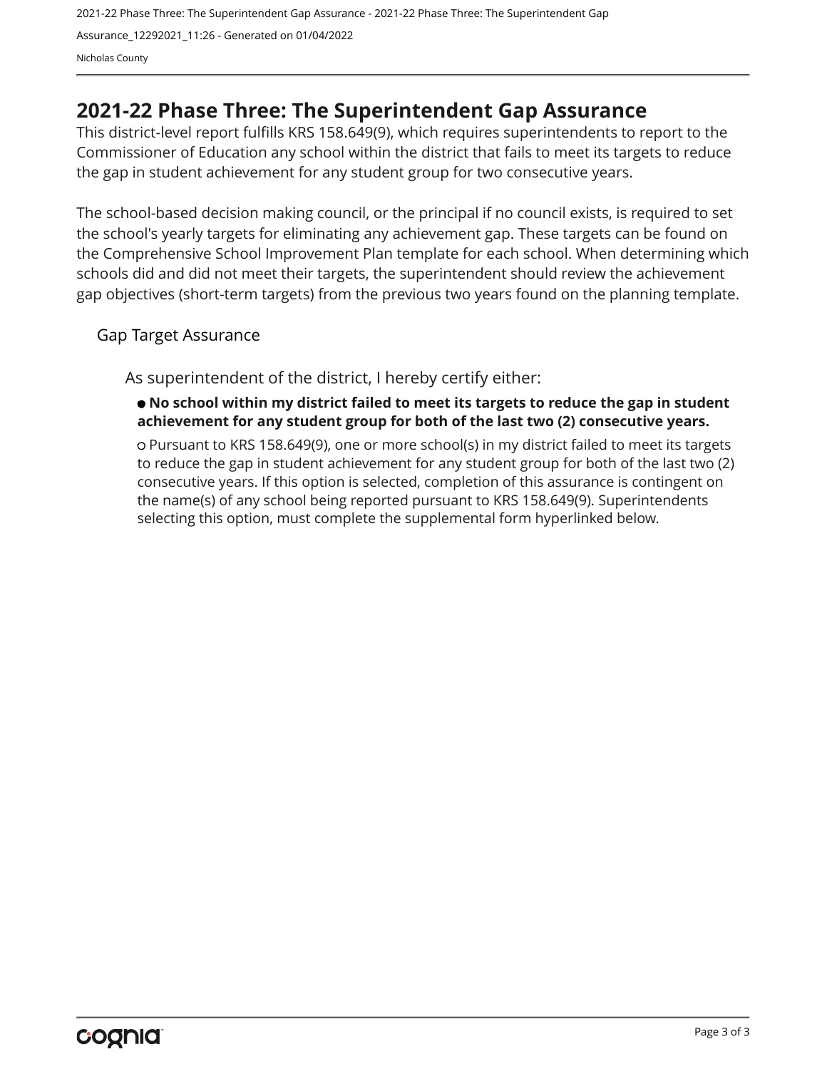# 2021-22 Phase Three: The Superintendent Gap Assurance

This district-level report fulfills KRS 158.649(9), which requires superintendents to report to the Commissioner of Education any school within the district that fails to meet its targets to reduce the gap in student achievement for any student group for two consecutive years.

The school-based decision making council, or the principal if no council exists, is required to set the school's yearly targets for eliminating any achievement gap. These targets can be found on the Comprehensive School Improvement Plan template for each school. When determining which schools did and did not meet their targets, the superintendent should review the achievement gap objectives (short-term targets) from the previous two years found on the planning template.

## Gap Target Assurance

As superintendent of the district, I hereby certify either:

● **No school within my district failed to meet its targets to reduce the gap in student achievement for any student group for both of the last two (2) consecutive years.**

○ Pursuant to KRS 158.649(9), one or more school(s) in my district failed to meet its targets to reduce the gap in student achievement for any student group for both of the last two (2) consecutive years. If this option is selected, completion of this assurance is contingent on the name(s) of any school being reported pursuant to KRS 158.649(9). Superintendents selecting this option, must complete the supplemental form hyperlinked below.